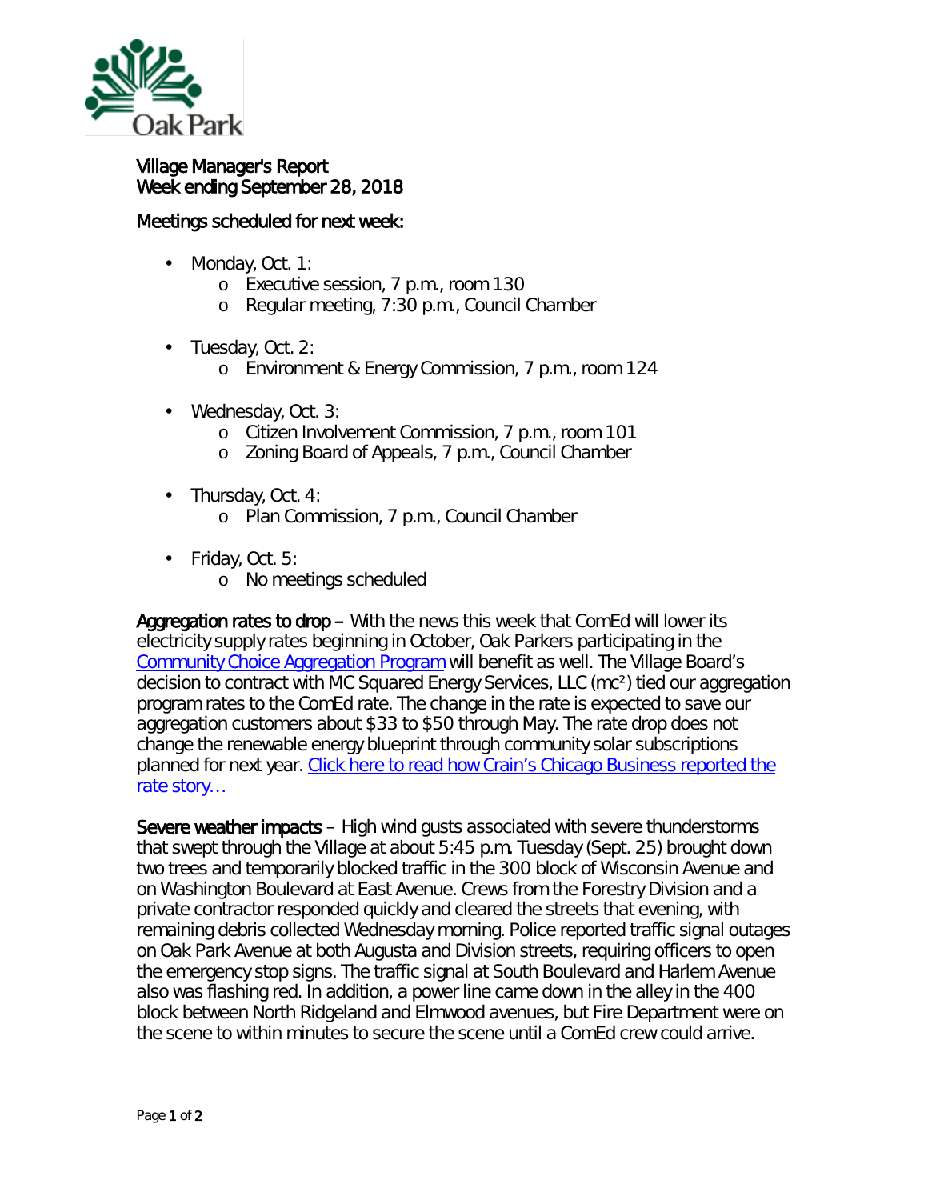Village Manager's Report
Week ending September 28, 2018

Meetings scheduled for next week:

- Monday, Oct. 1:
  - Executive session, 7 p.m., room 130
  - Regular meeting, 7:30 p.m., Council Chamber
- Tuesday, Oct. 2:
  - Environment & Energy Commission, 7 p.m., room 124
- Wednesday, Oct. 3:
  - Citizen Involvement Commission, 7 p.m., room 101
  - Zoning Board of Appeals, 7 p.m., Council Chamber
- Thursday, Oct. 4:
  - Plan Commission, 7 p.m., Council Chamber
- Friday, Oct. 5:
  - No meetings scheduled

**Aggregation rates to drop** – With the news this week that ComEd will lower its electricity supply rates beginning in October, Oak Parkers participating in the Community Choice Aggregation Program will benefit as well. The Village Board's decision to contract with MC Squared Energy Services, LLC (mc²) tied our aggregation program rates to the ComEd rate. The change in the rate is expected to save our aggregation customers about $33 to $50 through May. The rate drop does not change the renewable energy blueprint through community solar subscriptions planned for next year. Click here to read how Crain's Chicago Business reported the rate story…

**Severe weather impacts** – High wind gusts associated with severe thunderstorms that swept through the Village at about 5:45 p.m. Tuesday (Sept. 25) brought down two trees and temporarily blocked traffic in the 300 block of Wisconsin Avenue and on Washington Boulevard at East Avenue. Crews from the Forestry Division and a private contractor responded quickly and cleared the streets that evening, with remaining debris collected Wednesday morning. Police reported traffic signal outages on Oak Park Avenue at both Augusta and Division streets, requiring officers to open the emergency stop signs. The traffic signal at South Boulevard and Harlem Avenue also was flashing red. In addition, a power line came down in the alley in the 400 block between North Ridgeland and Elmwood avenues, but Fire Department were on the scene to within minutes to secure the scene until a ComEd crew could arrive.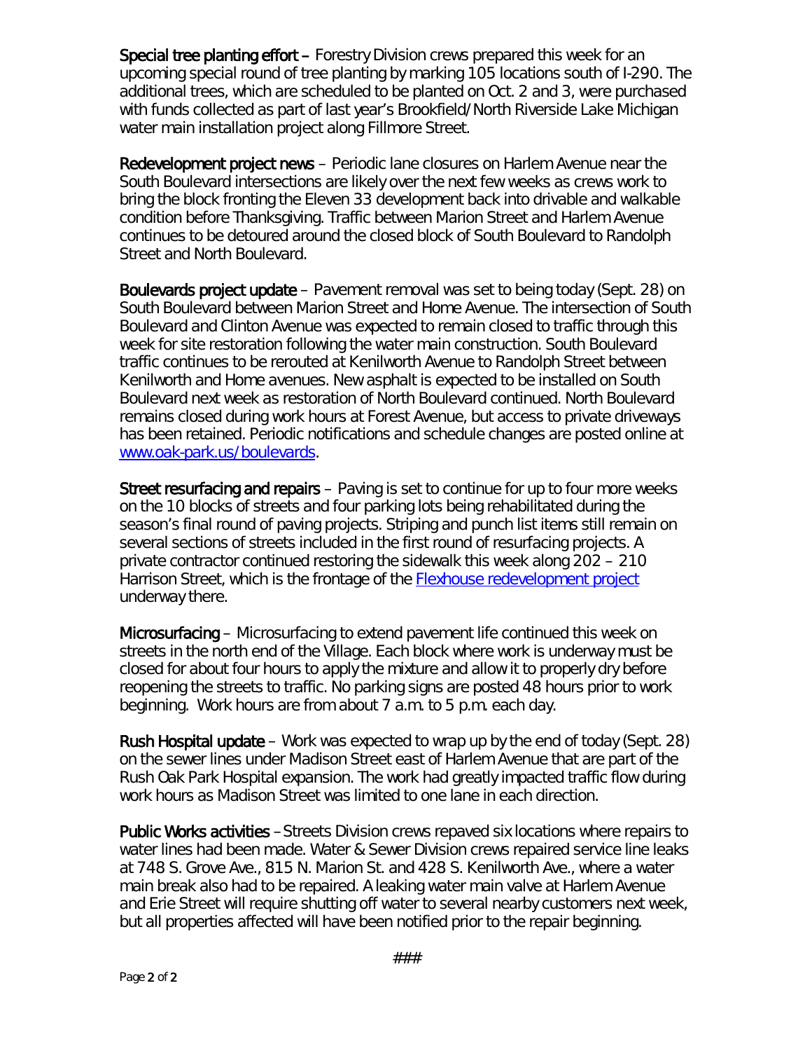**Special tree planting effort** – Forestry Division crews prepared this week for an upcoming special round of tree planting by marking 105 locations south of I-290. The additional trees, which are scheduled to be planted on Oct. 2 and 3, were purchased with funds collected as part of last year's Brookfield/North Riverside Lake Michigan water main installation project along Fillmore Street.

**Redevelopment project news** – Periodic lane closures on Harlem Avenue near the South Boulevard intersections are likely over the next few weeks as crews work to bring the block fronting the Eleven 33 development back into drivable and walkable condition before Thanksgiving. Traffic between Marion Street and Harlem Avenue continues to be detoured around the closed block of South Boulevard to Randolph Street and North Boulevard.

**Boulevards project update** – Pavement removal was set to being today (Sept. 28) on South Boulevard between Marion Street and Home Avenue. The intersection of South Boulevard and Clinton Avenue was expected to remain closed to traffic through this week for site restoration following the water main construction. South Boulevard traffic continues to be rerouted at Kenilworth Avenue to Randolph Street between Kenilworth and Home avenues. New asphalt is expected to be installed on South Boulevard next week as restoration of North Boulevard continued. North Boulevard remains closed during work hours at Forest Avenue, but access to private driveways has been retained. Periodic notifications and schedule changes are posted online at [www.oak-park.us/boulevards](www.oak-park.us/boulevards).

**Street resurfacing and repairs** – Paving is set to continue for up to four more weeks on the 10 blocks of streets and four parking lots being rehabilitated during the season's final round of paving projects. Striping and punch list items still remain on several sections of streets included in the first round of resurfacing projects. A private contractor continued restoring the sidewalk this week along 202 – 210 Harrison Street, which is the frontage of the Flexhouse redevelopment project underway there.

**Microsurfacing** – Microsurfacing to extend pavement life continued this week on streets in the north end of the Village. Each block where work is underway must be closed for about four hours to apply the mixture and allow it to properly dry before reopening the streets to traffic. No parking signs are posted 48 hours prior to work beginning. Work hours are from about 7 a.m. to 5 p.m. each day.

**Rush Hospital update** – Work was expected to wrap up by the end of today (Sept. 28) on the sewer lines under Madison Street east of Harlem Avenue that are part of the Rush Oak Park Hospital expansion. The work had greatly impacted traffic flow during work hours as Madison Street was limited to one lane in each direction.

**Public Works activities** – Streets Division crews repaved six locations where repairs to water lines had been made. Water & Sewer Division crews repaired service line leaks at 748 S. Grove Ave., 815 N. Marion St. and 428 S. Kenilworth Ave., where a water main break also had to be repaired. A leaking water main valve at Harlem Avenue and Erie Street will require shutting off water to several nearby customers next week, but all properties affected will have been notified prior to the repair beginning.

###